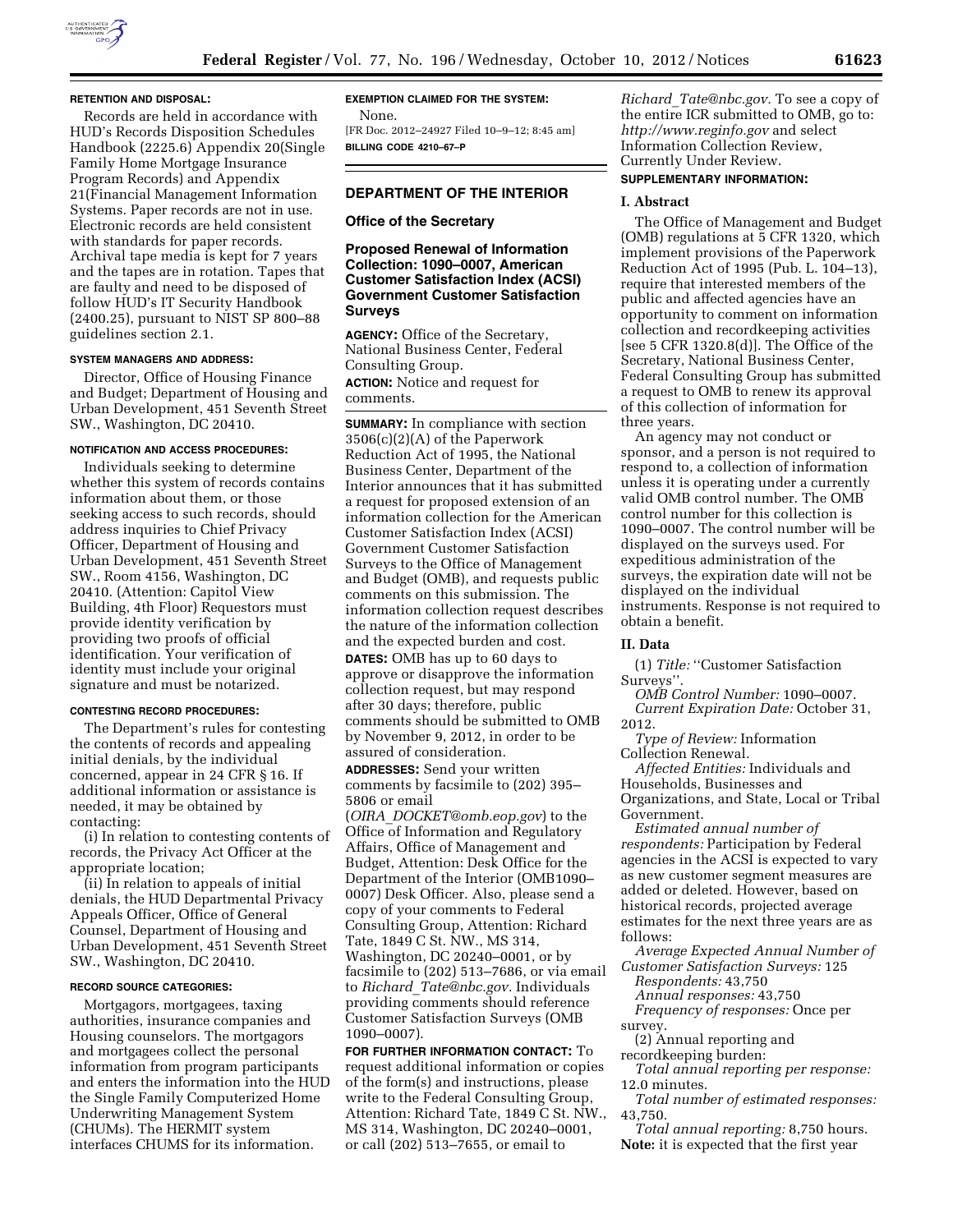#### RETENTION AND DISPOSAL:

Records are held in accordance with HUD's Records Disposition Schedules Handbook (2225.6) Appendix 20(Single Family Home Mortgage Insurance Program Records) and Appendix 21(Financial Management Information Systems. Paper records are not in use. Electronic records are held consistent with standards for paper records. Archival tape media is kept for 7 years and the tapes are in rotation. Tapes that are faulty and need to be disposed of follow HUD's IT Security Handbook (2400.25), pursuant to NIST SP 800–88 guidelines section 2.1.

#### SYSTEM MANAGERS AND ADDRESS:

Director, Office of Housing Finance and Budget; Department of Housing and Urban Development, 451 Seventh Street SW., Washington, DC 20410.

#### NOTIFICATION AND ACCESS PROCEDURES:

Individuals seeking to determine whether this system of records contains information about them, or those seeking access to such records, should address inquiries to Chief Privacy Officer, Department of Housing and Urban Development, 451 Seventh Street SW., Room 4156, Washington, DC 20410. (Attention: Capitol View Building, 4th Floor) Requestors must provide identity verification by providing two proofs of official identification. Your verification of identity must include your original signature and must be notarized.

#### CONTESTING RECORD PROCEDURES:

The Department's rules for contesting the contents of records and appealing initial denials, by the individual concerned, appear in 24 CFR § 16. If additional information or assistance is needed, it may be obtained by contacting:

(i) In relation to contesting contents of records, the Privacy Act Officer at the appropriate location;

(ii) In relation to appeals of initial denials, the HUD Departmental Privacy Appeals Officer, Office of General Counsel, Department of Housing and Urban Development, 451 Seventh Street SW., Washington, DC 20410.

#### RECORD SOURCE CATEGORIES:

Mortgagors, mortgagees, taxing authorities, insurance companies and Housing counselors. The mortgagors and mortgagees collect the personal information from program participants and enters the information into the HUD the Single Family Computerized Home Underwriting Management System (CHUMs). The HERMIT system interfaces CHUMS for its information.

#### EXEMPTION CLAIMED FOR THE SYSTEM:

None.

[FR Doc. 2012–24927 Filed 10–9–12; 8:45 am]

**BILLING CODE 4210–67–P**

## DEPARTMENT OF THE INTERIOR

### Office of the Secretary

### Proposed Renewal of Information Collection: 1090–0007, American Customer Satisfaction Index (ACSI) Government Customer Satisfaction Surveys

**AGENCY:** Office of the Secretary, National Business Center, Federal Consulting Group.

**ACTION:** Notice and request for comments.

**SUMMARY:** In compliance with section 3506(c)(2)(A) of the Paperwork Reduction Act of 1995, the National Business Center, Department of the Interior announces that it has submitted a request for proposed extension of an information collection for the American Customer Satisfaction Index (ACSI) Government Customer Satisfaction Surveys to the Office of Management and Budget (OMB), and requests public comments on this submission. The information collection request describes the nature of the information collection and the expected burden and cost.

**DATES:** OMB has up to 60 days to approve or disapprove the information collection request, but may respond after 30 days; therefore, public comments should be submitted to OMB by November 9, 2012, in order to be assured of consideration.

**ADDRESSES:** Send your written comments by facsimile to (202) 395–5806 or email (*OIRA_DOCKET@omb.eop.gov*) to the Office of Information and Regulatory Affairs, Office of Management and Budget, Attention: Desk Office for the Department of the Interior (OMB1090–0007) Desk Officer. Also, please send a copy of your comments to Federal Consulting Group, Attention: Richard Tate, 1849 C St. NW., MS 314, Washington, DC 20240–0001, or by facsimile to (202) 513–7686, or via email to *Richard_Tate@nbc.gov.* Individuals providing comments should reference Customer Satisfaction Surveys (OMB 1090–0007).

**FOR FURTHER INFORMATION CONTACT:** To request additional information or copies of the form(s) and instructions, please write to the Federal Consulting Group, Attention: Richard Tate, 1849 C St. NW., MS 314, Washington, DC 20240–0001, or call (202) 513–7655, or email to *Richard_Tate@nbc.gov.* To see a copy of the entire ICR submitted to OMB, go to: *http://www.reginfo.gov* and select Information Collection Review, Currently Under Review.

**SUPPLEMENTARY INFORMATION:**

#### I. Abstract

The Office of Management and Budget (OMB) regulations at 5 CFR 1320, which implement provisions of the Paperwork Reduction Act of 1995 (Pub. L. 104–13), require that interested members of the public and affected agencies have an opportunity to comment on information collection and recordkeeping activities [see 5 CFR 1320.8(d)]. The Office of the Secretary, National Business Center, Federal Consulting Group has submitted a request to OMB to renew its approval of this collection of information for three years.

An agency may not conduct or sponsor, and a person is not required to respond to, a collection of information unless it is operating under a currently valid OMB control number. The OMB control number for this collection is 1090–0007. The control number will be displayed on the surveys used. For expeditious administration of the surveys, the expiration date will not be displayed on the individual instruments. Response is not required to obtain a benefit.

#### II. Data

(1) *Title:* ''Customer Satisfaction Surveys''.

*OMB Control Number:* 1090–0007.

*Current Expiration Date:* October 31, 2012.

*Type of Review:* Information Collection Renewal.

*Affected Entities:* Individuals and Households, Businesses and Organizations, and State, Local or Tribal Government.

*Estimated annual number of respondents:* Participation by Federal agencies in the ACSI is expected to vary as new customer segment measures are added or deleted. However, based on historical records, projected average estimates for the next three years are as follows:

*Average Expected Annual Number of Customer Satisfaction Surveys:* 125

*Respondents:* 43,750

*Annual responses:* 43,750

*Frequency of responses:* Once per survey.

(2) Annual reporting and recordkeeping burden:

*Total annual reporting per response:* 12.0 minutes.

*Total number of estimated responses:* 43,750.

*Total annual reporting:* 8,750 hours.

**Note:** it is expected that the first year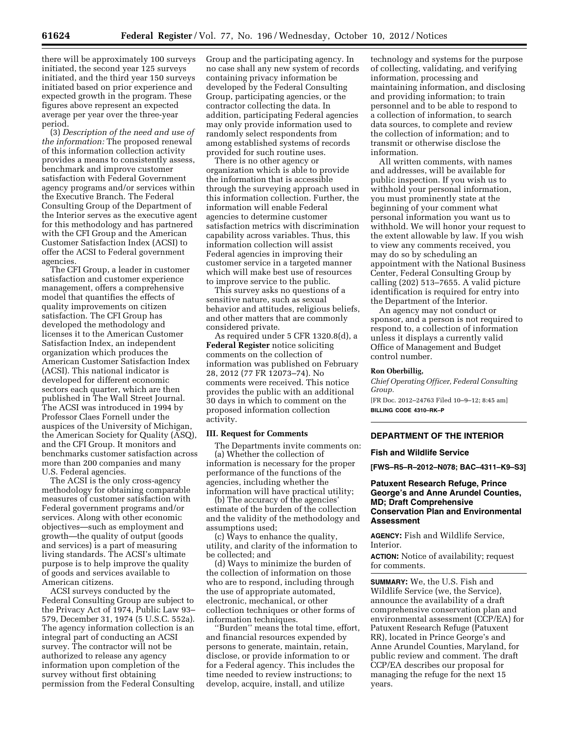there will be approximately 100 surveys initiated, the second year 125 surveys initiated, and the third year 150 surveys initiated based on prior experience and expected growth in the program. These figures above represent an expected average per year over the three-year period.

(3) *Description of the need and use of the information:* The proposed renewal of this information collection activity provides a means to consistently assess, benchmark and improve customer satisfaction with Federal Government agency programs and/or services within the Executive Branch. The Federal Consulting Group of the Department of the Interior serves as the executive agent for this methodology and has partnered with the CFI Group and the American Customer Satisfaction Index (ACSI) to offer the ACSI to Federal government agencies.

The CFI Group, a leader in customer satisfaction and customer experience management, offers a comprehensive model that quantifies the effects of quality improvements on citizen satisfaction. The CFI Group has developed the methodology and licenses it to the American Customer Satisfaction Index, an independent organization which produces the American Customer Satisfaction Index (ACSI). This national indicator is developed for different economic sectors each quarter, which are then published in The Wall Street Journal. The ACSI was introduced in 1994 by Professor Claes Fornell under the auspices of the University of Michigan, the American Society for Quality (ASQ), and the CFI Group. It monitors and benchmarks customer satisfaction across more than 200 companies and many U.S. Federal agencies.

The ACSI is the only cross-agency methodology for obtaining comparable measures of customer satisfaction with Federal government programs and/or services. Along with other economic objectives—such as employment and growth—the quality of output (goods and services) is a part of measuring living standards. The ACSI's ultimate purpose is to help improve the quality of goods and services available to American citizens.

ACSI surveys conducted by the Federal Consulting Group are subject to the Privacy Act of 1974, Public Law 93–579, December 31, 1974 (5 U.S.C. 552a). The agency information collection is an integral part of conducting an ACSI survey. The contractor will not be authorized to release any agency information upon completion of the survey without first obtaining permission from the Federal Consulting Group and the participating agency. In no case shall any new system of records containing privacy information be developed by the Federal Consulting Group, participating agencies, or the contractor collecting the data. In addition, participating Federal agencies may only provide information used to randomly select respondents from among established systems of records provided for such routine uses.

There is no other agency or organization which is able to provide the information that is accessible through the surveying approach used in this information collection. Further, the information will enable Federal agencies to determine customer satisfaction metrics with discrimination capability across variables. Thus, this information collection will assist Federal agencies in improving their customer service in a targeted manner which will make best use of resources to improve service to the public.

This survey asks no questions of a sensitive nature, such as sexual behavior and attitudes, religious beliefs, and other matters that are commonly considered private.

As required under 5 CFR 1320.8(d), a **Federal Register** notice soliciting comments on the collection of information was published on February 28, 2012 (77 FR 12073–74). No comments were received. This notice provides the public with an additional 30 days in which to comment on the proposed information collection activity.

### III. Request for Comments

The Departments invite comments on:

(a) Whether the collection of information is necessary for the proper performance of the functions of the agencies, including whether the information will have practical utility;

(b) The accuracy of the agencies' estimate of the burden of the collection and the validity of the methodology and assumptions used;

(c) Ways to enhance the quality, utility, and clarity of the information to be collected; and

(d) Ways to minimize the burden of the collection of information on those who are to respond, including through the use of appropriate automated, electronic, mechanical, or other collection techniques or other forms of information techniques.

''Burden'' means the total time, effort, and financial resources expended by persons to generate, maintain, retain, disclose, or provide information to or for a Federal agency. This includes the time needed to review instructions; to develop, acquire, install, and utilize technology and systems for the purpose of collecting, validating, and verifying information, processing and maintaining information, and disclosing and providing information; to train personnel and to be able to respond to a collection of information, to search data sources, to complete and review the collection of information; and to transmit or otherwise disclose the information.

All written comments, with names and addresses, will be available for public inspection. If you wish us to withhold your personal information, you must prominently state at the beginning of your comment what personal information you want us to withhold. We will honor your request to the extent allowable by law. If you wish to view any comments received, you may do so by scheduling an appointment with the National Business Center, Federal Consulting Group by calling (202) 513–7655. A valid picture identification is required for entry into the Department of the Interior.

An agency may not conduct or sponsor, and a person is not required to respond to, a collection of information unless it displays a currently valid Office of Management and Budget control number.

**Ron Oberbillig,**

*Chief Operating Officer, Federal Consulting Group.*

[FR Doc. 2012–24763 Filed 10–9–12; 8:45 am]

**BILLING CODE 4310–RK–P**

---

## DEPARTMENT OF THE INTERIOR

### Fish and Wildlife Service

**[FWS–R5–R–2012–N078; BAC–4311–K9–S3]**

### Patuxent Research Refuge, Prince George's and Anne Arundel Counties, MD; Draft Comprehensive Conservation Plan and Environmental Assessment

**AGENCY:** Fish and Wildlife Service, Interior.

**ACTION:** Notice of availability; request for comments.

**SUMMARY:** We, the U.S. Fish and Wildlife Service (we, the Service), announce the availability of a draft comprehensive conservation plan and environmental assessment (CCP/EA) for Patuxent Research Refuge (Patuxent RR), located in Prince George's and Anne Arundel Counties, Maryland, for public review and comment. The draft CCP/EA describes our proposal for managing the refuge for the next 15 years.